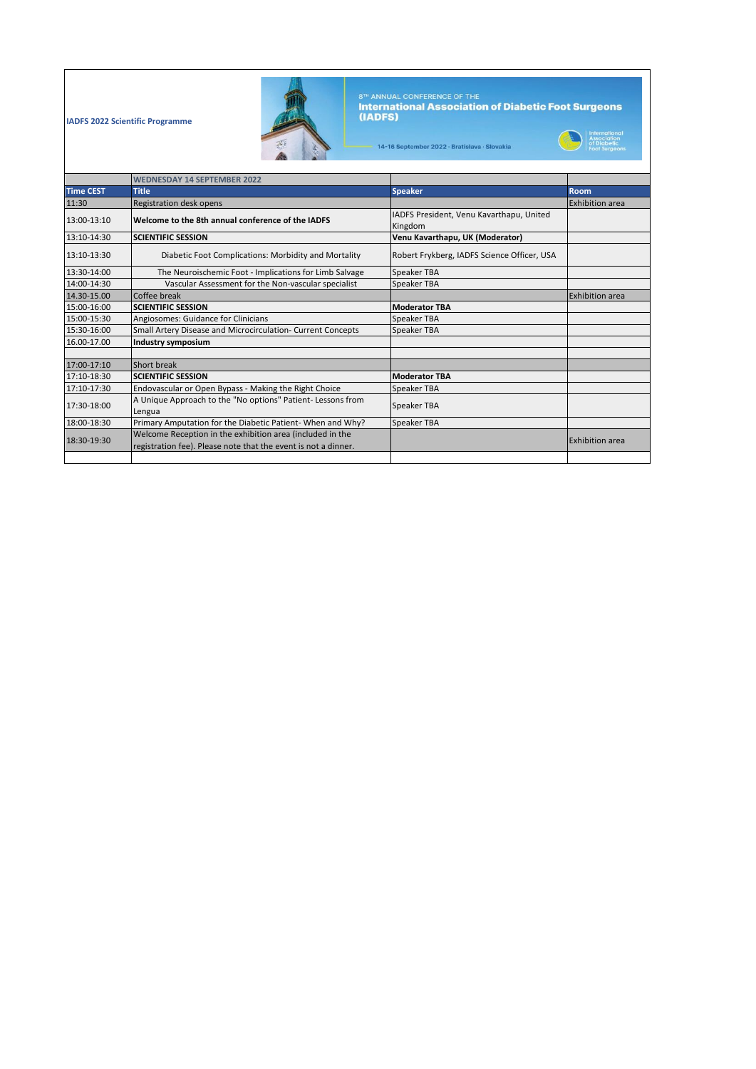**IADFS 2022 Scientific Programme**

8TH ANNUAL CONFERENCE OF THE
**International Association of Diabetic Foot Surgeons (IADFS)**
14-16 September 2022 · Bratislava · Slovakia

| | WEDNESDAY 14 SEPTEMBER 2022 | | |
|---|---|---|---|
| **Time CEST** | **Title** | **Speaker** | **Room** |
| 11:30 | Registration desk opens | | Exhibition area |
| 13:00-13:10 | **Welcome to the 8th annual conference of the IADFS** | IADFS President, Venu Kavarthapu, United Kingdom | |
| 13:10-14:30 | **SCIENTIFIC SESSION** | **Venu Kavarthapu, UK (Moderator)** | |
| 13:10-13:30 | Diabetic Foot Complications: Morbidity and Mortality | Robert Frykberg, IADFS Science Officer, USA | |
| 13:30-14:00 | The Neuroischemic Foot - Implications for Limb Salvage | Speaker TBA | |
| 14:00-14:30 | Vascular Assessment for the Non-vascular specialist | Speaker TBA | |
| 14.30-15.00 | Coffee break | | Exhibition area |
| 15:00-16:00 | **SCIENTIFIC SESSION** | **Moderator TBA** | |
| 15:00-15:30 | Angiosomes: Guidance for Clinicians | Speaker TBA | |
| 15:30-16:00 | Small Artery Disease and Microcirculation- Current Concepts | Speaker TBA | |
| 16.00-17.00 | **Industry symposium** | | |
| | | | |
| 17:00-17:10 | Short break | | |
| 17:10-18:30 | **SCIENTIFIC SESSION** | **Moderator TBA** | |
| 17:10-17:30 | Endovascular or Open Bypass - Making the Right Choice | Speaker TBA | |
| 17:30-18:00 | A Unique Approach to the "No options" Patient- Lessons from Lengua | Speaker TBA | |
| 18:00-18:30 | Primary Amputation for the Diabetic Patient- When and Why? | Speaker TBA | |
| 18:30-19:30 | Welcome Reception in the exhibition area (included in the registration fee). Please note that the event is not a dinner. | | Exhibition area |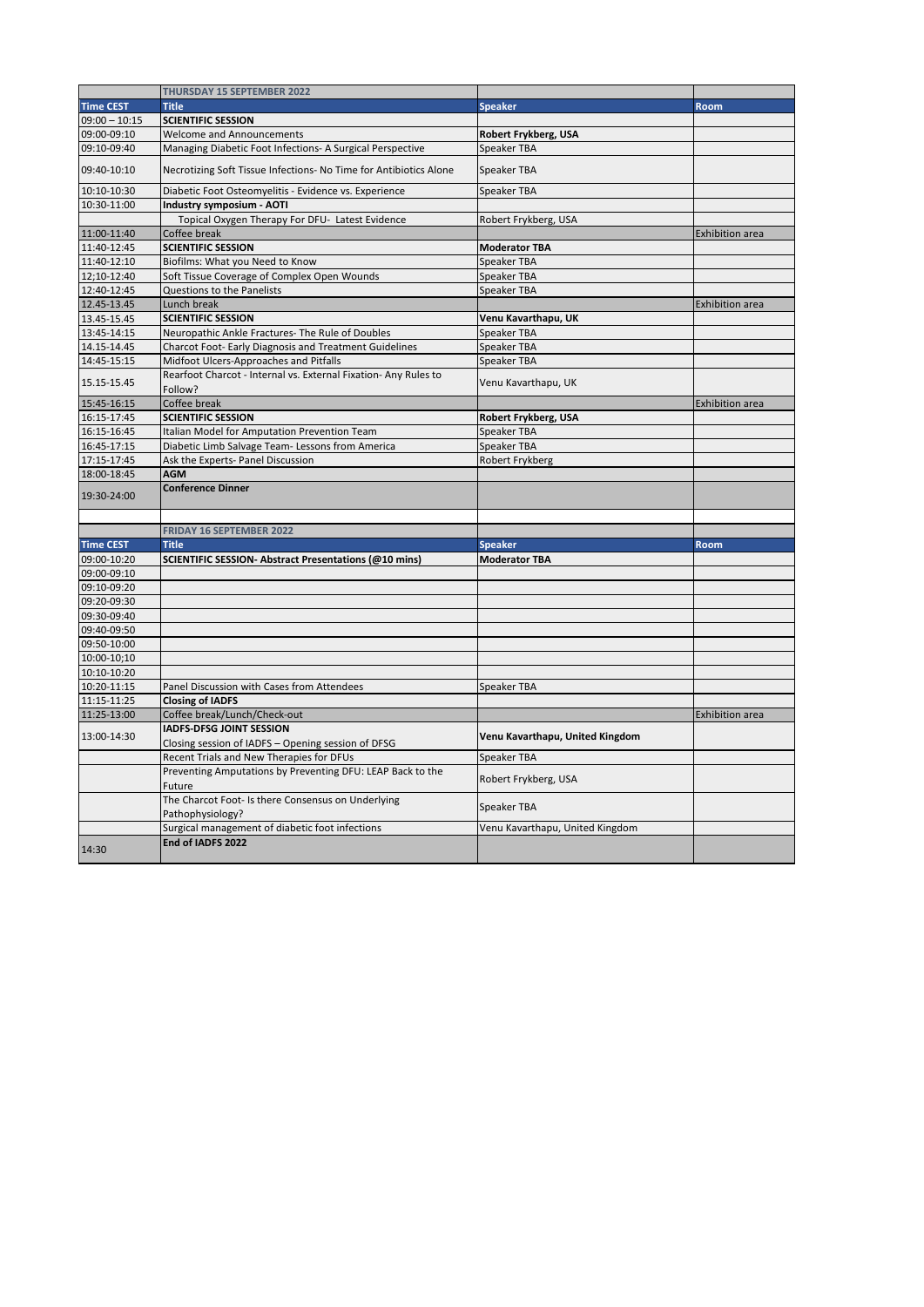| | THURSDAY 15 SEPTEMBER 2022 | | |
|---|---|---|---|
| **Time CEST** | **Title** | **Speaker** | **Room** |
| 09:00 – 10:15 | **SCIENTIFIC SESSION** | | |
| 09:00-09:10 | Welcome and Announcements | **Robert Frykberg, USA** | |
| 09:10-09:40 | Managing Diabetic Foot Infections- A Surgical Perspective | Speaker TBA | |
| 09:40-10:10 | Necrotizing Soft Tissue Infections- No Time for Antibiotics Alone | Speaker TBA | |
| 10:10-10:30 | Diabetic Foot Osteomyelitis - Evidence vs. Experience | Speaker TBA | |
| 10:30-11:00 | **Industry symposium - AOTI** | | |
| | Topical Oxygen Therapy For DFU- Latest Evidence | Robert Frykberg, USA | |
| 11:00-11:40 | Coffee break | | Exhibition area |
| 11:40-12:45 | **SCIENTIFIC SESSION** | **Moderator TBA** | |
| 11:40-12:10 | Biofilms: What you Need to Know | Speaker TBA | |
| 12;10-12:40 | Soft Tissue Coverage of Complex Open Wounds | Speaker TBA | |
| 12:40-12:45 | Questions to the Panelists | Speaker TBA | |
| 12.45-13.45 | Lunch break | | Exhibition area |
| 13.45-15.45 | **SCIENTIFIC SESSION** | **Venu Kavarthapu, UK** | |
| 13:45-14:15 | Neuropathic Ankle Fractures- The Rule of Doubles | Speaker TBA | |
| 14.15-14.45 | Charcot Foot- Early Diagnosis and Treatment Guidelines | Speaker TBA | |
| 14:45-15:15 | Midfoot Ulcers-Approaches and Pitfalls | Speaker TBA | |
| 15.15-15.45 | Rearfoot Charcot - Internal vs. External Fixation- Any Rules to Follow? | Venu Kavarthapu, UK | |
| 15:45-16:15 | Coffee break | | Exhibition area |
| 16:15-17:45 | **SCIENTIFIC SESSION** | **Robert Frykberg, USA** | |
| 16:15-16:45 | Italian Model for Amputation Prevention Team | Speaker TBA | |
| 16:45-17:15 | Diabetic Limb Salvage Team- Lessons from America | Speaker TBA | |
| 17:15-17:45 | Ask the Experts- Panel Discussion | Robert Frykberg | |
| 18:00-18:45 | **AGM** | | |
| 19:30-24:00 | **Conference Dinner** | | |
| | | | |
| | FRIDAY 16 SEPTEMBER 2022 | | |
| **Time CEST** | **Title** | **Speaker** | **Room** |
| 09:00-10:20 | **SCIENTIFIC SESSION- Abstract Presentations (@10 mins)** | **Moderator TBA** | |
| 09:00-09:10 | | | |
| 09:10-09:20 | | | |
| 09:20-09:30 | | | |
| 09:30-09:40 | | | |
| 09:40-09:50 | | | |
| 09:50-10:00 | | | |
| 10:00-10;10 | | | |
| 10:10-10:20 | | | |
| 10:20-11:15 | Panel Discussion with Cases from Attendees | Speaker TBA | |
| 11:15-11:25 | **Closing of IADFS** | | |
| 11:25-13:00 | Coffee break/Lunch/Check-out | | Exhibition area |
| 13:00-14:30 | **IADFS-DFSG JOINT SESSION** Closing session of IADFS – Opening session of DFSG | **Venu Kavarthapu, United Kingdom** | |
| | Recent Trials and New Therapies for DFUs | Speaker TBA | |
| | Preventing Amputations by Preventing DFU: LEAP Back to the Future | Robert Frykberg, USA | |
| | The Charcot Foot- Is there Consensus on Underlying Pathophysiology? | Speaker TBA | |
| | Surgical management of diabetic foot infections | Venu Kavarthapu, United Kingdom | |
| 14:30 | **End of IADFS 2022** | | |